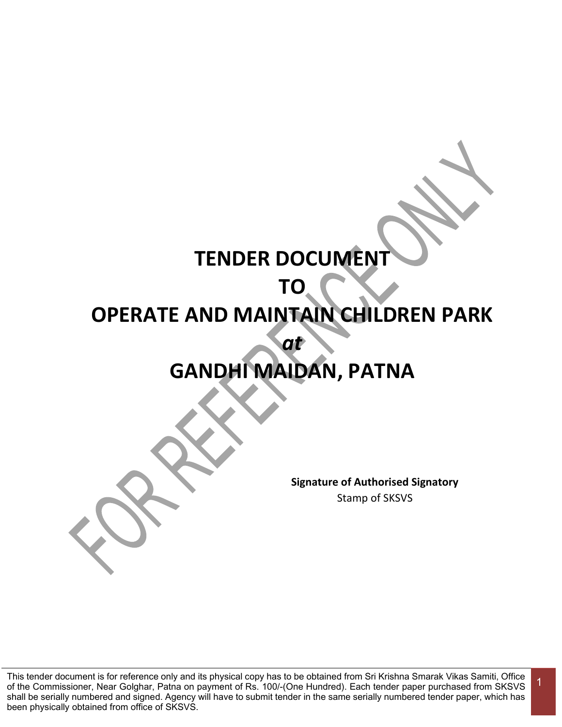# TENDER DOCUMENT

# TO

# OPERATE AND MAINTAIN CHILDREN PARK

# *at*

# GANDHI MAIDAN, PATNA

**Signature of Authorised Signatory**

Stamp of SKSVS

This tender document is for reference only and its physical copy has to be obtained from Sri Krishna Smarak Vikas Samiti, Office of the Commissioner, Near Golghar, Patna on payment of Rs. 100/-(One Hundred). Each tender paper purchased from SKSVS shall be serially numbered and signed. Agency will have to submit tender in the same serially numbered tender paper, which has been physically obtained from office of SKSVS.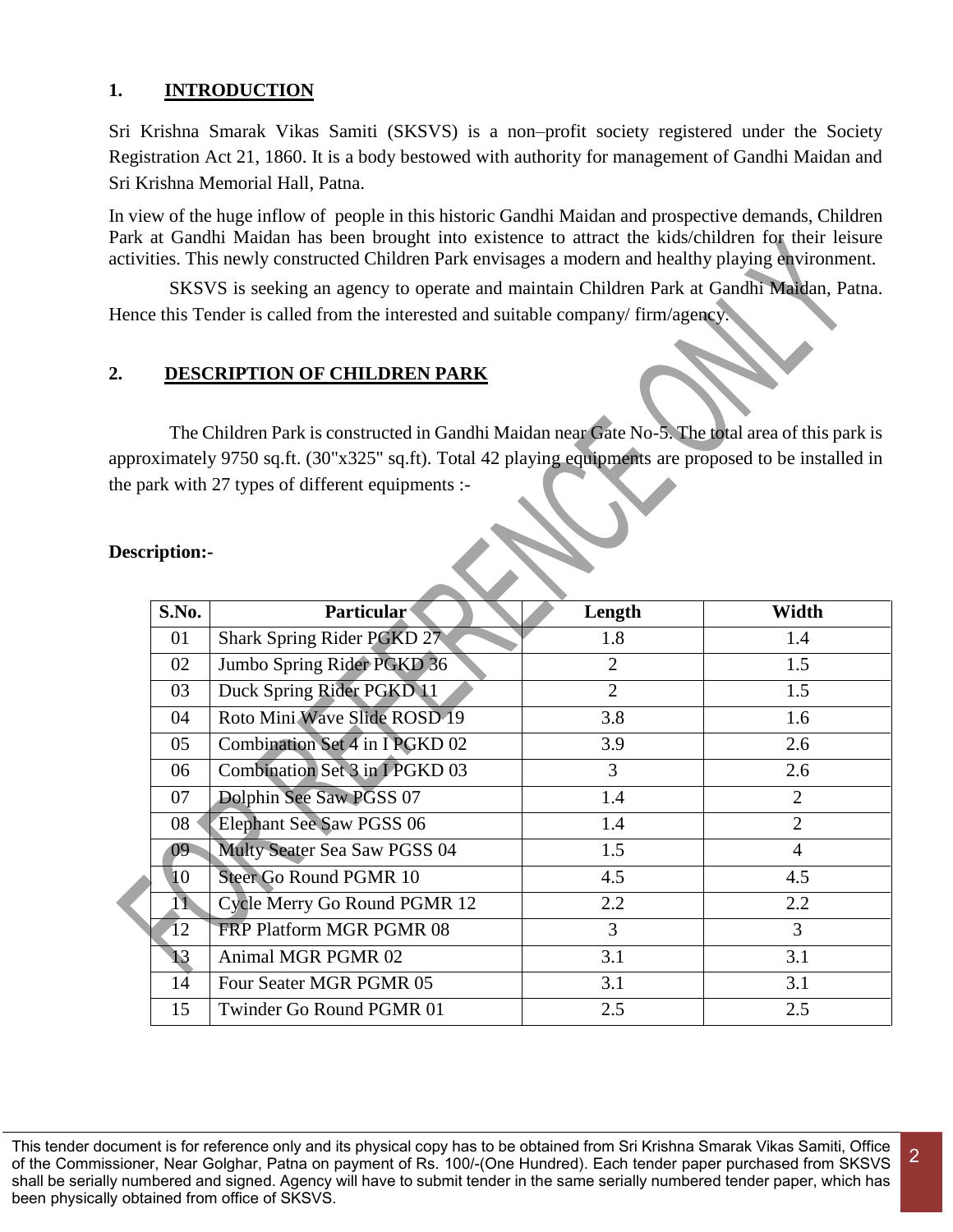## 1. INTRODUCTION

Sri Krishna Smarak Vikas Samiti (SKSVS) is a non–profit society registered under the Society Registration Act 21, 1860. It is a body bestowed with authority for management of Gandhi Maidan and Sri Krishna Memorial Hall, Patna.

In view of the huge inflow of people in this historic Gandhi Maidan and prospective demands, Children Park at Gandhi Maidan has been brought into existence to attract the kids/children for their leisure activities. This newly constructed Children Park envisages a modern and healthy playing environment.

SKSVS is seeking an agency to operate and maintain Children Park at Gandhi Maidan, Patna. Hence this Tender is called from the interested and suitable company/ firm/agency.

## 2. DESCRIPTION OF CHILDREN PARK

The Children Park is constructed in Gandhi Maidan near Gate No-5. The total area of this park is approximately 9750 sq.ft. (30"x325" sq.ft). Total 42 playing equipments are proposed to be installed in the park with 27 types of different equipments :-

**Description:-**

| S.No. | Particular | Length | Width |
|---|---|---|---|
| 01 | Shark Spring Rider PGKD 27 | 1.8 | 1.4 |
| 02 | Jumbo Spring Rider PGKD 36 | 2 | 1.5 |
| 03 | Duck Spring Rider PGKD 11 | 2 | 1.5 |
| 04 | Roto Mini Wave Slide ROSD 19 | 3.8 | 1.6 |
| 05 | Combination Set 4 in I PGKD 02 | 3.9 | 2.6 |
| 06 | Combination Set 3 in I PGKD 03 | 3 | 2.6 |
| 07 | Dolphin See Saw PGSS 07 | 1.4 | 2 |
| 08 | Elephant See Saw PGSS 06 | 1.4 | 2 |
| 09 | Multy Seater Sea Saw PGSS 04 | 1.5 | 4 |
| 10 | Steer Go Round PGMR 10 | 4.5 | 4.5 |
| 11 | Cycle Merry Go Round PGMR 12 | 2.2 | 2.2 |
| 12 | FRP Platform MGR PGMR 08 | 3 | 3 |
| 13 | Animal MGR PGMR 02 | 3.1 | 3.1 |
| 14 | Four Seater MGR PGMR 05 | 3.1 | 3.1 |
| 15 | Twinder Go Round PGMR 01 | 2.5 | 2.5 |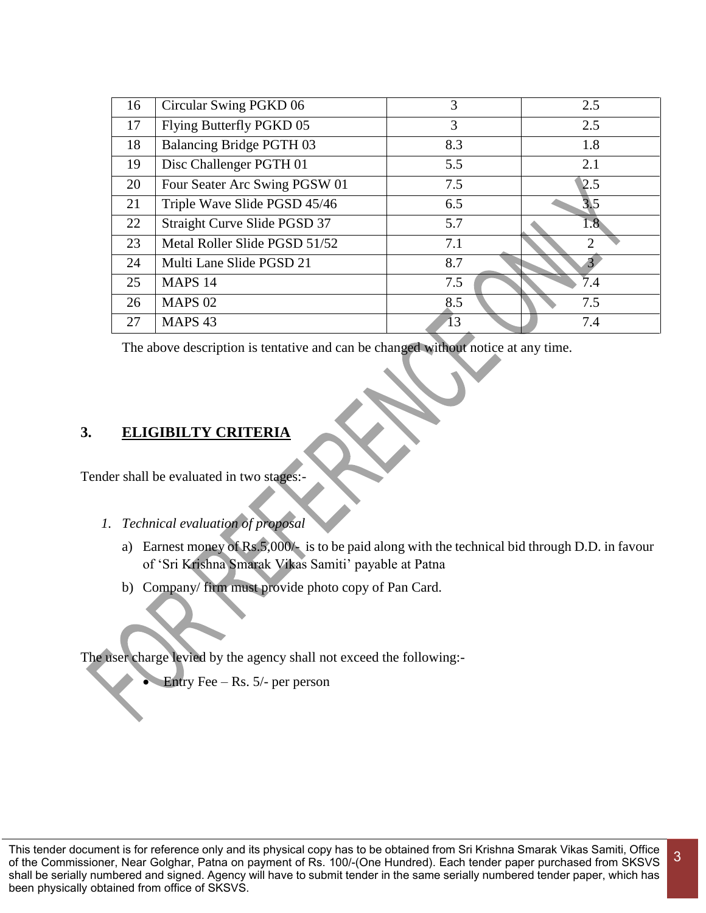| 16 | Circular Swing PGKD 06 | 3 | 2.5 |
|---|---|---|---|
| 17 | Flying Butterfly PGKD 05 | 3 | 2.5 |
| 18 | Balancing Bridge PGTH 03 | 8.3 | 1.8 |
| 19 | Disc Challenger PGTH 01 | 5.5 | 2.1 |
| 20 | Four Seater Arc Swing PGSW 01 | 7.5 | 2.5 |
| 21 | Triple Wave Slide PGSD 45/46 | 6.5 | 3.5 |
| 22 | Straight Curve Slide PGSD 37 | 5.7 | 1.8 |
| 23 | Metal Roller Slide PGSD 51/52 | 7.1 | 2 |
| 24 | Multi Lane Slide PGSD 21 | 8.7 | 3 |
| 25 | MAPS 14 | 7.5 | 7.4 |
| 26 | MAPS 02 | 8.5 | 7.5 |
| 27 | MAPS 43 | 13 | 7.4 |

The above description is tentative and can be changed without notice at any time.

## 3. ELIGIBILTY CRITERIA

Tender shall be evaluated in two stages:-

1. *Technical evaluation of proposal*

   a) Earnest money of Rs.5,000/- is to be paid along with the technical bid through D.D. in favour of 'Sri Krishna Smarak Vikas Samiti' payable at Patna

   b) Company/ firm must provide photo copy of Pan Card.

The user charge levied by the agency shall not exceed the following:-

- Entry Fee – Rs. 5/- per person

This tender document is for reference only and its physical copy has to be obtained from Sri Krishna Smarak Vikas Samiti, Office of the Commissioner, Near Golghar, Patna on payment of Rs. 100/-(One Hundred). Each tender paper purchased from SKSVS shall be serially numbered and signed. Agency will have to submit tender in the same serially numbered tender paper, which has been physically obtained from office of SKSVS.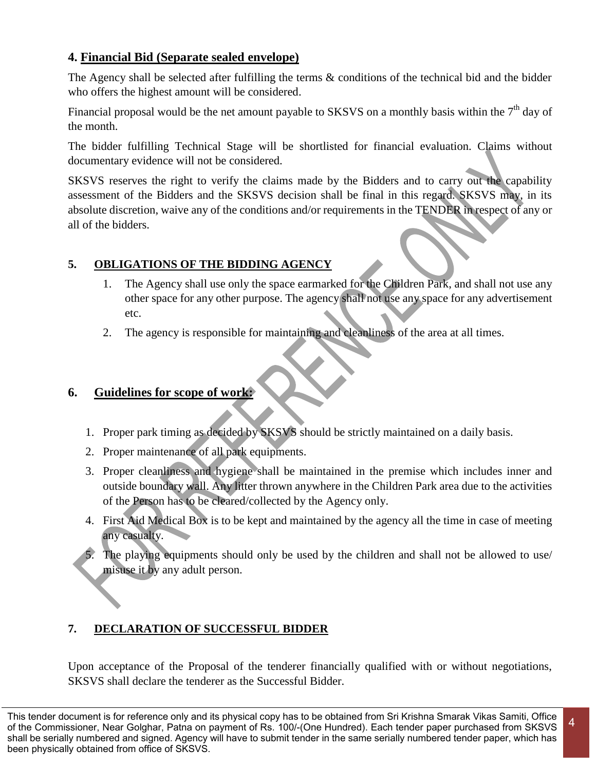## 4. **Financial Bid (Separate sealed envelope)**

The Agency shall be selected after fulfilling the terms & conditions of the technical bid and the bidder who offers the highest amount will be considered.

Financial proposal would be the net amount payable to SKSVS on a monthly basis within the 7th day of the month.

The bidder fulfilling Technical Stage will be shortlisted for financial evaluation. Claims without documentary evidence will not be considered.

SKSVS reserves the right to verify the claims made by the Bidders and to carry out the capability assessment of the Bidders and the SKSVS decision shall be final in this regard. SKSVS may, in its absolute discretion, waive any of the conditions and/or requirements in the TENDER in respect of any or all of the bidders.

## 5. **OBLIGATIONS OF THE BIDDING AGENCY**

1. The Agency shall use only the space earmarked for the Children Park, and shall not use any other space for any other purpose. The agency shall not use any space for any advertisement etc.
2. The agency is responsible for maintaining and cleanliness of the area at all times.

## 6. **Guidelines for scope of work:**

1. Proper park timing as decided by SKSVS should be strictly maintained on a daily basis.
2. Proper maintenance of all park equipments.
3. Proper cleanliness and hygiene shall be maintained in the premise which includes inner and outside boundary wall. Any litter thrown anywhere in the Children Park area due to the activities of the Person has to be cleared/collected by the Agency only.
4. First Aid Medical Box is to be kept and maintained by the agency all the time in case of meeting any casualty.
5. The playing equipments should only be used by the children and shall not be allowed to use/ misuse it by any adult person.

## 7. **DECLARATION OF SUCCESSFUL BIDDER**

Upon acceptance of the Proposal of the tenderer financially qualified with or without negotiations, SKSVS shall declare the tenderer as the Successful Bidder.

This tender document is for reference only and its physical copy has to be obtained from Sri Krishna Smarak Vikas Samiti, Office of the Commissioner, Near Golghar, Patna on payment of Rs. 100/-(One Hundred). Each tender paper purchased from SKSVS shall be serially numbered and signed. Agency will have to submit tender in the same serially numbered tender paper, which has been physically obtained from office of SKSVS.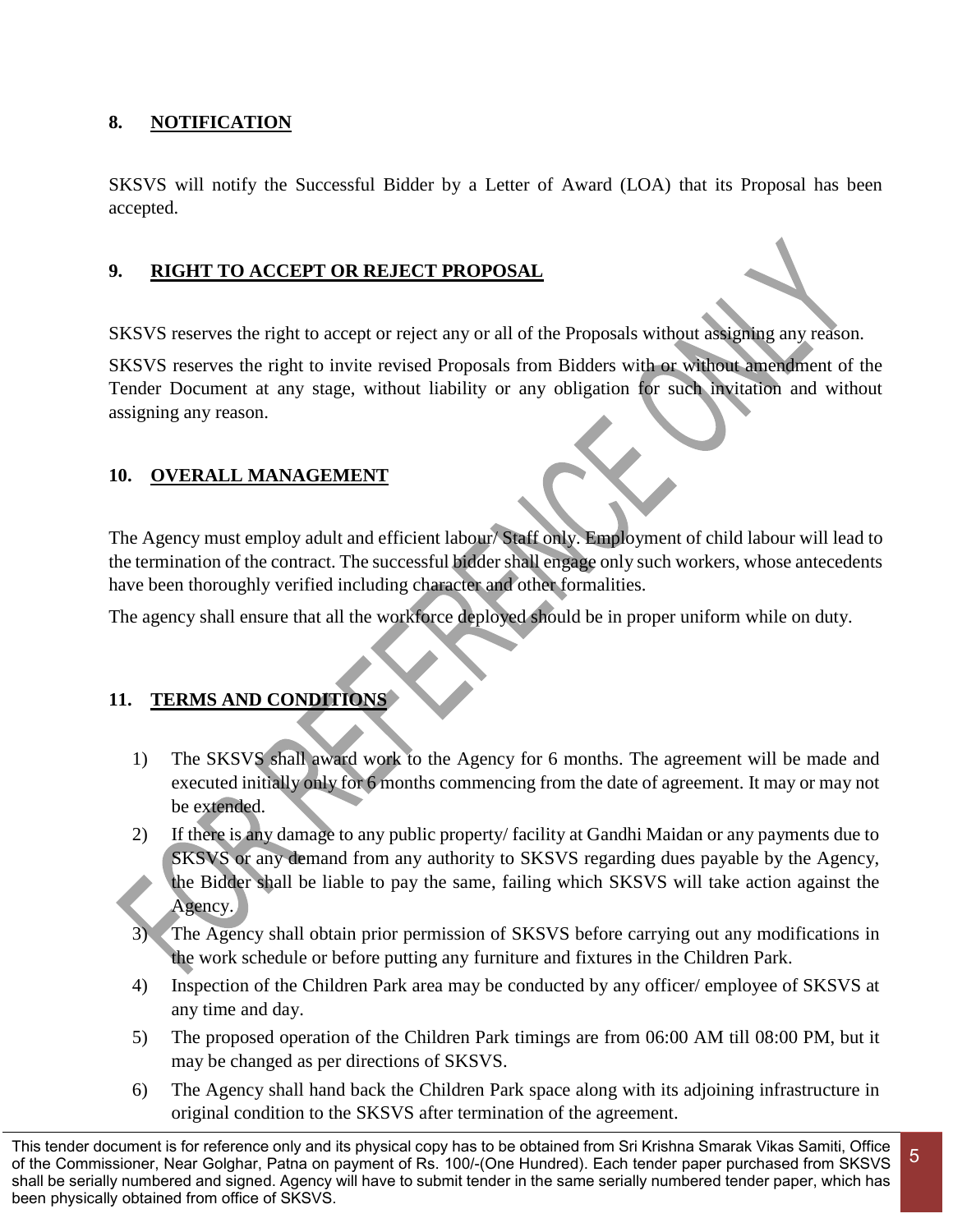## 8. NOTIFICATION

SKSVS will notify the Successful Bidder by a Letter of Award (LOA) that its Proposal has been accepted.

## 9. RIGHT TO ACCEPT OR REJECT PROPOSAL

SKSVS reserves the right to accept or reject any or all of the Proposals without assigning any reason.

SKSVS reserves the right to invite revised Proposals from Bidders with or without amendment of the Tender Document at any stage, without liability or any obligation for such invitation and without assigning any reason.

## 10. OVERALL MANAGEMENT

The Agency must employ adult and efficient labour/ Staff only. Employment of child labour will lead to the termination of the contract. The successful bidder shall engage only such workers, whose antecedents have been thoroughly verified including character and other formalities.

The agency shall ensure that all the workforce deployed should be in proper uniform while on duty.

## 11. TERMS AND CONDITIONS

1) The SKSVS shall award work to the Agency for 6 months. The agreement will be made and executed initially only for 6 months commencing from the date of agreement. It may or may not be extended.
2) If there is any damage to any public property/ facility at Gandhi Maidan or any payments due to SKSVS or any demand from any authority to SKSVS regarding dues payable by the Agency, the Bidder shall be liable to pay the same, failing which SKSVS will take action against the Agency.
3) The Agency shall obtain prior permission of SKSVS before carrying out any modifications in the work schedule or before putting any furniture and fixtures in the Children Park.
4) Inspection of the Children Park area may be conducted by any officer/ employee of SKSVS at any time and day.
5) The proposed operation of the Children Park timings are from 06:00 AM till 08:00 PM, but it may be changed as per directions of SKSVS.
6) The Agency shall hand back the Children Park space along with its adjoining infrastructure in original condition to the SKSVS after termination of the agreement.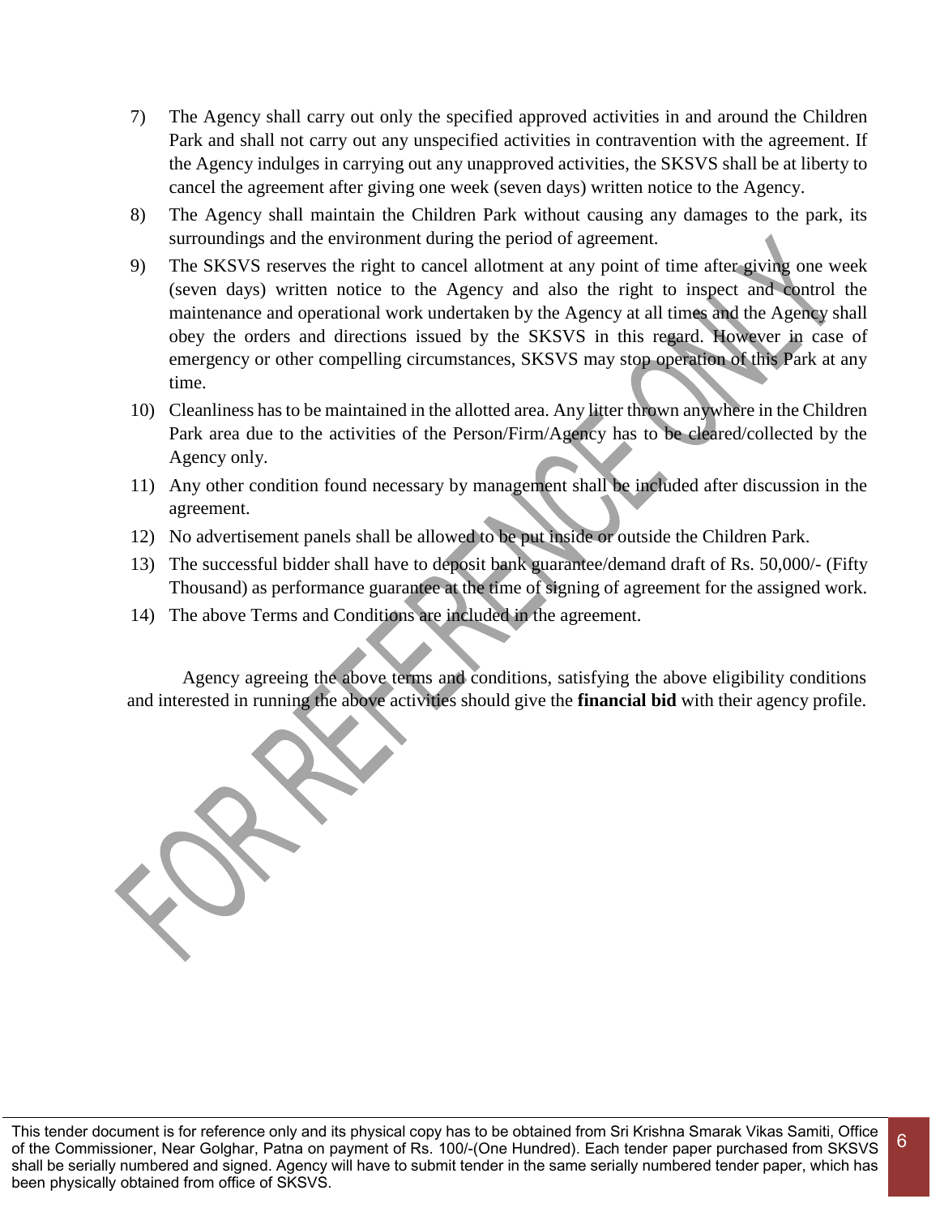7) The Agency shall carry out only the specified approved activities in and around the Children Park and shall not carry out any unspecified activities in contravention with the agreement. If the Agency indulges in carrying out any unapproved activities, the SKSVS shall be at liberty to cancel the agreement after giving one week (seven days) written notice to the Agency.
8) The Agency shall maintain the Children Park without causing any damages to the park, its surroundings and the environment during the period of agreement.
9) The SKSVS reserves the right to cancel allotment at any point of time after giving one week (seven days) written notice to the Agency and also the right to inspect and control the maintenance and operational work undertaken by the Agency at all times and the Agency shall obey the orders and directions issued by the SKSVS in this regard. However in case of emergency or other compelling circumstances, SKSVS may stop operation of this Park at any time.
10) Cleanliness has to be maintained in the allotted area. Any litter thrown anywhere in the Children Park area due to the activities of the Person/Firm/Agency has to be cleared/collected by the Agency only.
11) Any other condition found necessary by management shall be included after discussion in the agreement.
12) No advertisement panels shall be allowed to be put inside or outside the Children Park.
13) The successful bidder shall have to deposit bank guarantee/demand draft of Rs. 50,000/- (Fifty Thousand) as performance guarantee at the time of signing of agreement for the assigned work.
14) The above Terms and Conditions are included in the agreement.

Agency agreeing the above terms and conditions, satisfying the above eligibility conditions and interested in running the above activities should give the **financial bid** with their agency profile.

This tender document is for reference only and its physical copy has to be obtained from Sri Krishna Smarak Vikas Samiti, Office of the Commissioner, Near Golghar, Patna on payment of Rs. 100/-(One Hundred). Each tender paper purchased from SKSVS shall be serially numbered and signed. Agency will have to submit tender in the same serially numbered tender paper, which has been physically obtained from office of SKSVS.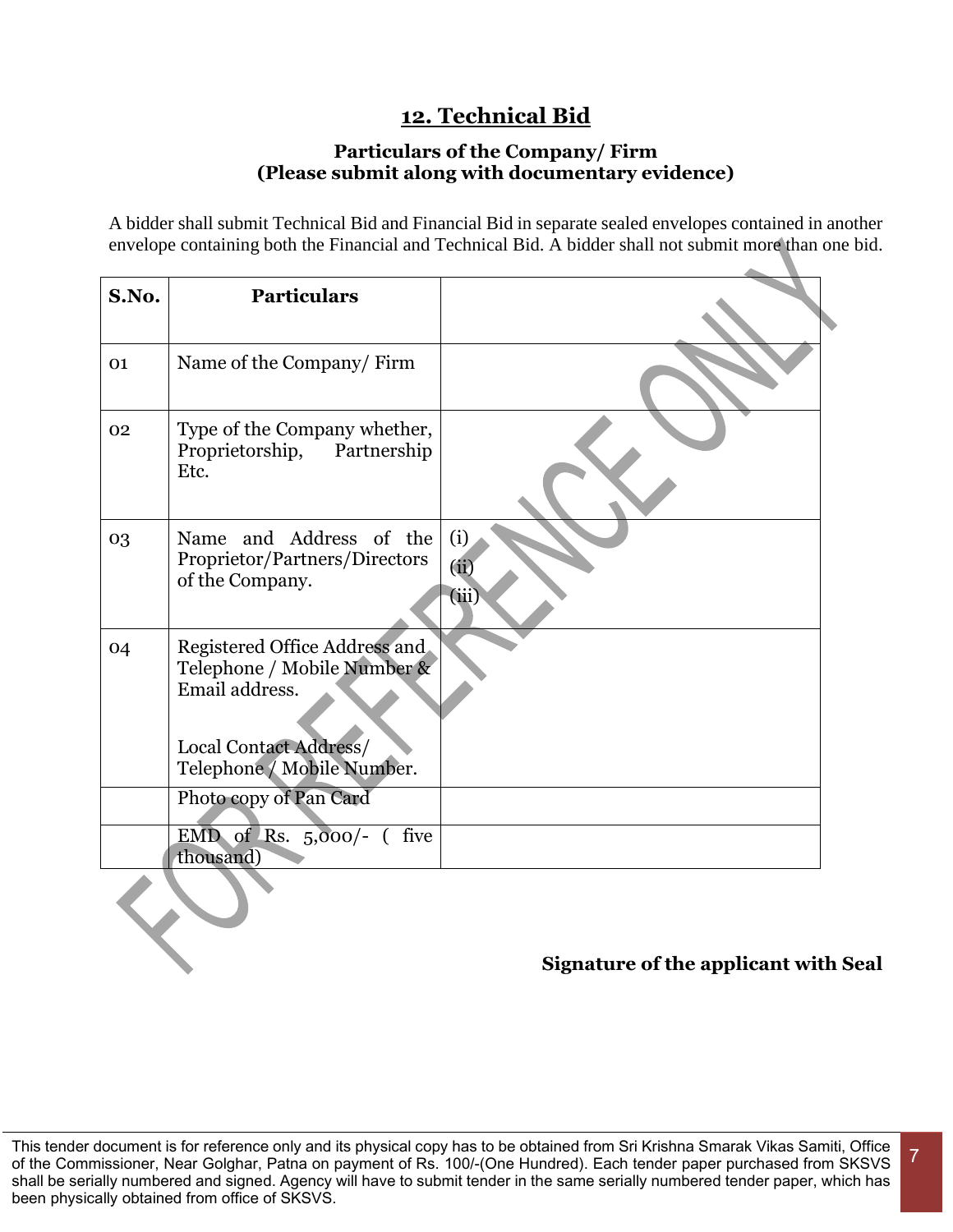## 12. Technical Bid

### Particulars of the Company/ Firm
### (Please submit along with documentary evidence)

A bidder shall submit Technical Bid and Financial Bid in separate sealed envelopes contained in another envelope containing both the Financial and Technical Bid. A bidder shall not submit more than one bid.

| S.No. | Particulars | |
|---|---|---|
| 01 | Name of the Company/ Firm | |
| 02 | Type of the Company whether, Proprietorship, Partnership Etc. | |
| 03 | Name and Address of the Proprietor/Partners/Directors of the Company. | (i)<br>(ii)<br>(iii) |
| 04 | Registered Office Address and Telephone / Mobile Number & Email address.<br><br>Local Contact Address/ Telephone / Mobile Number. | |
| | Photo copy of Pan Card | |
| | EMD of Rs. 5,000/- ( five thousand) | |

**Signature of the applicant with Seal**

This tender document is for reference only and its physical copy has to be obtained from Sri Krishna Smarak Vikas Samiti, Office of the Commissioner, Near Golghar, Patna on payment of Rs. 100/-(One Hundred). Each tender paper purchased from SKSVS shall be serially numbered and signed. Agency will have to submit tender in the same serially numbered tender paper, which has been physically obtained from office of SKSVS.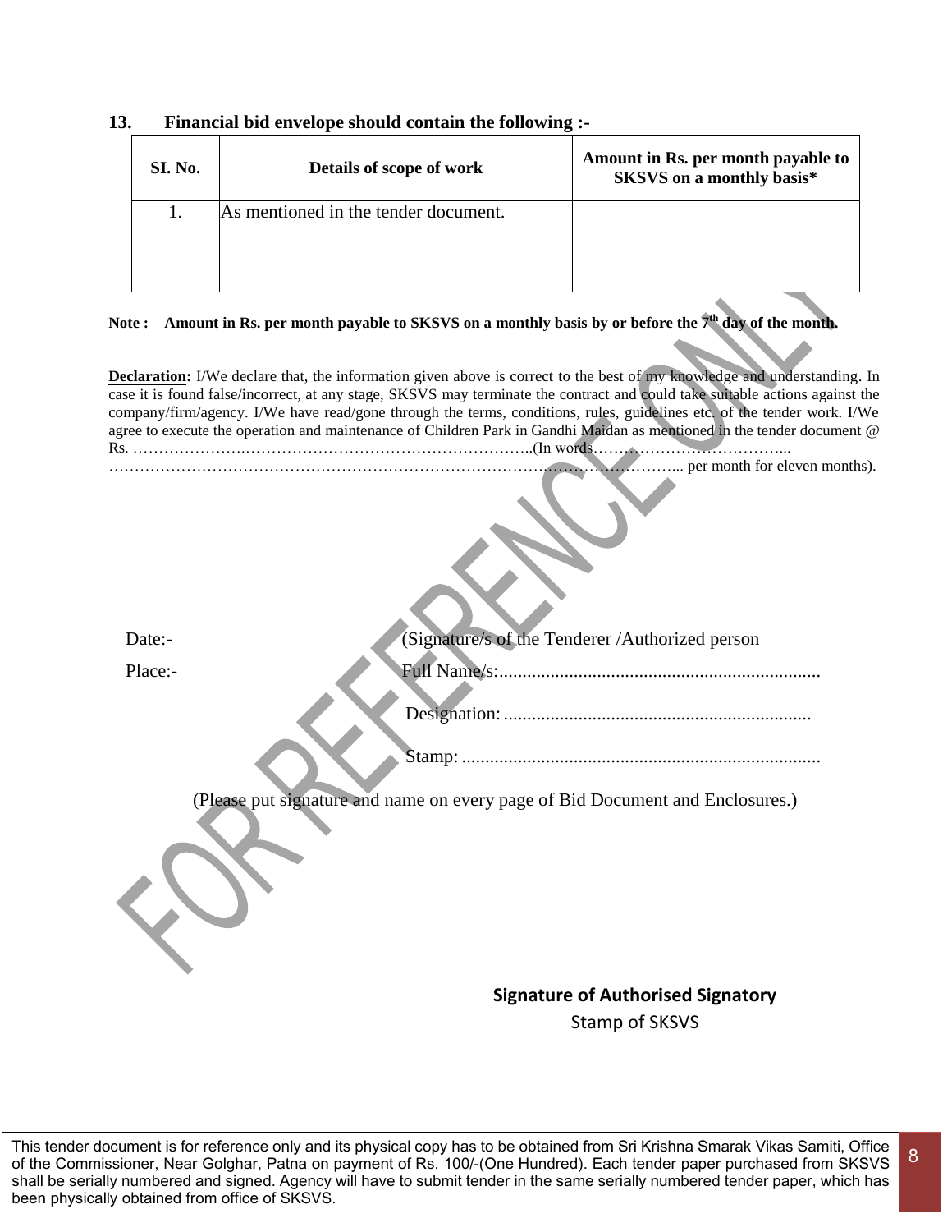## 13. Financial bid envelope should contain the following :-

| SI. No. | Details of scope of work | Amount in Rs. per month payable to SKSVS on a monthly basis* |
|---|---|---|
| 1. | As mentioned in the tender document. | |

**Note : Amount in Rs. per month payable to SKSVS on a monthly basis by or before the 7th day of the month.**

**Declaration:** I/We declare that, the information given above is correct to the best of my knowledge and understanding. In case it is found false/incorrect, at any stage, SKSVS may terminate the contract and could take suitable actions against the company/firm/agency. I/We have read/gone through the terms, conditions, rules, guidelines etc. of the tender work. I/We agree to execute the operation and maintenance of Children Park in Gandhi Maidan as mentioned in the tender document @ Rs. ………………….……………………………………………..(In words………………………………... ………………………………………………………………………………………………... per month for eleven months).

Date:- (Signature/s of the Tenderer /Authorized person

Place:- Full Name/s:....................................................................

Designation:.................................................................

Stamp:............................................................................

(Please put signature and name on every page of Bid Document and Enclosures.)

**Signature of Authorised Signatory**

Stamp of SKSVS

This tender document is for reference only and its physical copy has to be obtained from Sri Krishna Smarak Vikas Samiti, Office of the Commissioner, Near Golghar, Patna on payment of Rs. 100/-(One Hundred). Each tender paper purchased from SKSVS shall be serially numbered and signed. Agency will have to submit tender in the same serially numbered tender paper, which has been physically obtained from office of SKSVS.